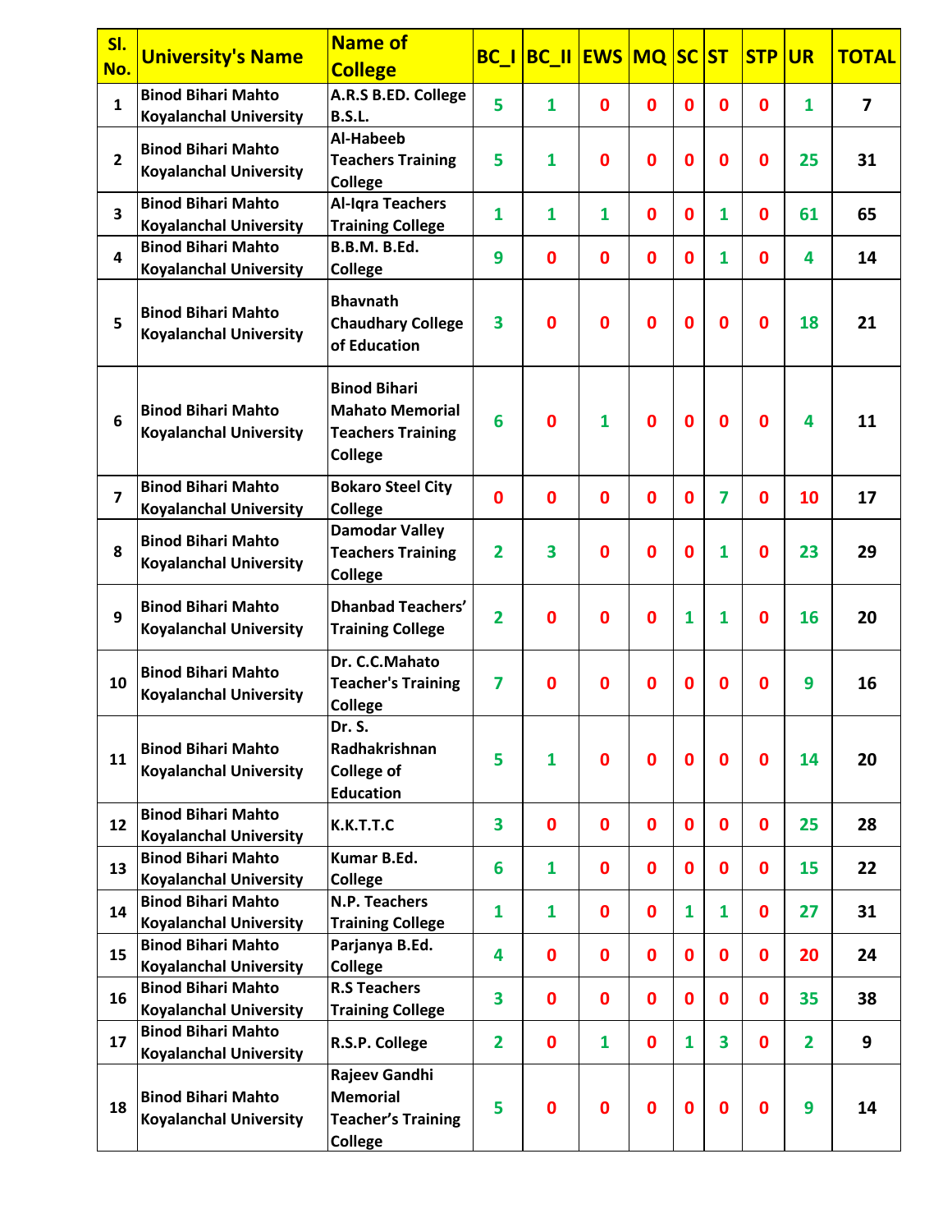| Sl. No. | University's Name | Name of College | BC_I | BC_II | EWS | MQ | SC | ST | STP | UR | TOTAL |
|---|---|---|---|---|---|---|---|---|---|---|---|
| 1 | Binod Bihari Mahto Koyalanchal University | A.R.S B.ED. College B.S.L. | 5 | 1 | 0 | 0 | 0 | 0 | 0 | 1 | 7 |
| 2 | Binod Bihari Mahto Koyalanchal University | Al-Habeeb Teachers Training College | 5 | 1 | 0 | 0 | 0 | 0 | 0 | 25 | 31 |
| 3 | Binod Bihari Mahto Koyalanchal University | Al-Iqra Teachers Training College | 1 | 1 | 1 | 0 | 0 | 1 | 0 | 61 | 65 |
| 4 | Binod Bihari Mahto Koyalanchal University | B.B.M. B.Ed. College | 9 | 0 | 0 | 0 | 0 | 1 | 0 | 4 | 14 |
| 5 | Binod Bihari Mahto Koyalanchal University | Bhavnath Chaudhary College of Education | 3 | 0 | 0 | 0 | 0 | 0 | 0 | 18 | 21 |
| 6 | Binod Bihari Mahto Koyalanchal University | Binod Bihari Mahato Memorial Teachers Training College | 6 | 0 | 1 | 0 | 0 | 0 | 0 | 4 | 11 |
| 7 | Binod Bihari Mahto Koyalanchal University | Bokaro Steel City College | 0 | 0 | 0 | 0 | 0 | 7 | 0 | 10 | 17 |
| 8 | Binod Bihari Mahto Koyalanchal University | Damodar Valley Teachers Training College | 2 | 3 | 0 | 0 | 0 | 1 | 0 | 23 | 29 |
| 9 | Binod Bihari Mahto Koyalanchal University | Dhanbad Teachers' Training College | 2 | 0 | 0 | 0 | 1 | 1 | 0 | 16 | 20 |
| 10 | Binod Bihari Mahto Koyalanchal University | Dr. C.C.Mahato Teacher's Training College | 7 | 0 | 0 | 0 | 0 | 0 | 0 | 9 | 16 |
| 11 | Binod Bihari Mahto Koyalanchal University | Dr. S. Radhakrishnan College of Education | 5 | 1 | 0 | 0 | 0 | 0 | 0 | 14 | 20 |
| 12 | Binod Bihari Mahto Koyalanchal University | K.K.T.T.C | 3 | 0 | 0 | 0 | 0 | 0 | 0 | 25 | 28 |
| 13 | Binod Bihari Mahto Koyalanchal University | Kumar B.Ed. College | 6 | 1 | 0 | 0 | 0 | 0 | 0 | 15 | 22 |
| 14 | Binod Bihari Mahto Koyalanchal University | N.P. Teachers Training College | 1 | 1 | 0 | 0 | 1 | 1 | 0 | 27 | 31 |
| 15 | Binod Bihari Mahto Koyalanchal University | Parjanya B.Ed. College | 4 | 0 | 0 | 0 | 0 | 0 | 0 | 20 | 24 |
| 16 | Binod Bihari Mahto Koyalanchal University | R.S Teachers Training College | 3 | 0 | 0 | 0 | 0 | 0 | 0 | 35 | 38 |
| 17 | Binod Bihari Mahto Koyalanchal University | R.S.P. College | 2 | 0 | 1 | 0 | 1 | 3 | 0 | 2 | 9 |
| 18 | Binod Bihari Mahto Koyalanchal University | Rajeev Gandhi Memorial Teacher's Training College | 5 | 0 | 0 | 0 | 0 | 0 | 0 | 9 | 14 |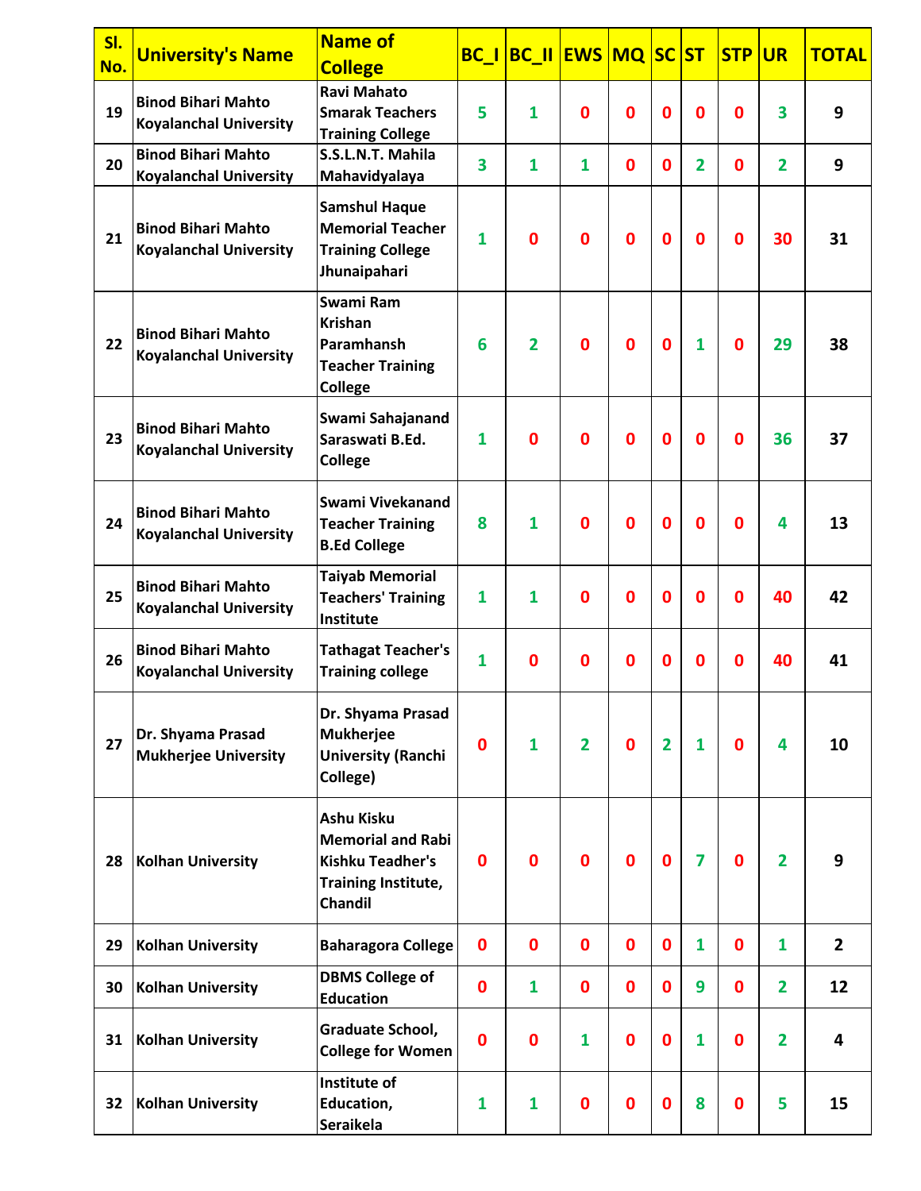| Sl. No. | University's Name | Name of College | BC_I | BC_II | EWS | MQ | SC | ST | STP | UR | TOTAL |
|---|---|---|---|---|---|---|---|---|---|---|---|
| 19 | Binod Bihari Mahto Koyalanchal University | Ravi Mahato Smarak Teachers Training College | 5 | 1 | 0 | 0 | 0 | 0 | 0 | 3 | 9 |
| 20 | Binod Bihari Mahto Koyalanchal University | S.S.L.N.T. Mahila Mahavidyalaya | 3 | 1 | 1 | 0 | 0 | 2 | 0 | 2 | 9 |
| 21 | Binod Bihari Mahto Koyalanchal University | Samshul Haque Memorial Teacher Training College Jhunaipahari | 1 | 0 | 0 | 0 | 0 | 0 | 0 | 30 | 31 |
| 22 | Binod Bihari Mahto Koyalanchal University | Swami Ram Krishan Paramhansh Teacher Training College | 6 | 2 | 0 | 0 | 0 | 1 | 0 | 29 | 38 |
| 23 | Binod Bihari Mahto Koyalanchal University | Swami Sahajanand Saraswati B.Ed. College | 1 | 0 | 0 | 0 | 0 | 0 | 0 | 36 | 37 |
| 24 | Binod Bihari Mahto Koyalanchal University | Swami Vivekanand Teacher Training B.Ed College | 8 | 1 | 0 | 0 | 0 | 0 | 0 | 4 | 13 |
| 25 | Binod Bihari Mahto Koyalanchal University | Taiyab Memorial Teachers' Training Institute | 1 | 1 | 0 | 0 | 0 | 0 | 0 | 40 | 42 |
| 26 | Binod Bihari Mahto Koyalanchal University | Tathagat Teacher's Training college | 1 | 0 | 0 | 0 | 0 | 0 | 0 | 40 | 41 |
| 27 | Dr. Shyama Prasad Mukherjee University | Dr. Shyama Prasad Mukherjee University (Ranchi College) | 0 | 1 | 2 | 0 | 2 | 1 | 0 | 4 | 10 |
| 28 | Kolhan University | Ashu Kisku Memorial and Rabi Kishku Teadher's Training Institute, Chandil | 0 | 0 | 0 | 0 | 0 | 7 | 0 | 2 | 9 |
| 29 | Kolhan University | Baharagora College | 0 | 0 | 0 | 0 | 0 | 1 | 0 | 1 | 2 |
| 30 | Kolhan University | DBMS College of Education | 0 | 1 | 0 | 0 | 0 | 9 | 0 | 2 | 12 |
| 31 | Kolhan University | Graduate School, College for Women | 0 | 0 | 1 | 0 | 0 | 1 | 0 | 2 | 4 |
| 32 | Kolhan University | Institute of Education, Seraikela | 1 | 1 | 0 | 0 | 0 | 8 | 0 | 5 | 15 |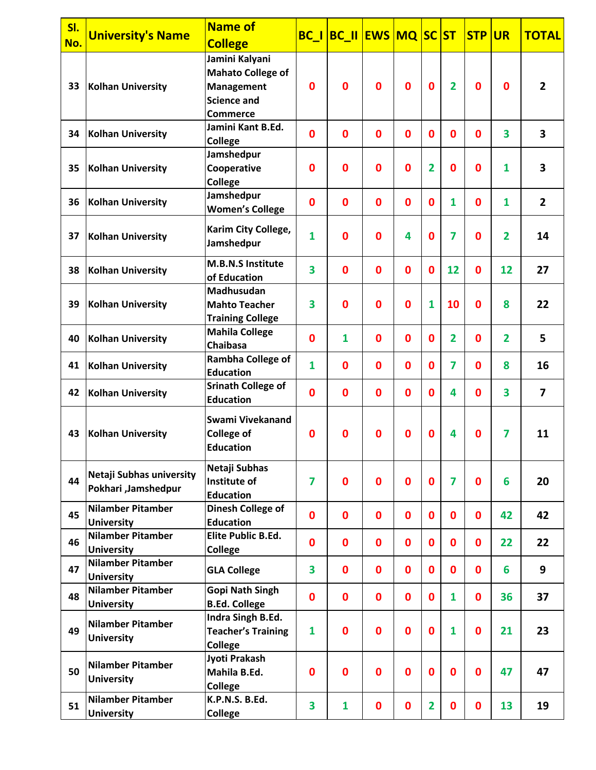| Sl. No. | University's Name | Name of College | BC_I | BC_II | EWS | MQ | SC | ST | STP | UR | TOTAL |
|---|---|---|---|---|---|---|---|---|---|---|---|
| 33 | Kolhan University | Jamini Kalyani Mahato College of Management Science and Commerce | 0 | 0 | 0 | 0 | 0 | 2 | 0 | 0 | 2 |
| 34 | Kolhan University | Jamini Kant B.Ed. College | 0 | 0 | 0 | 0 | 0 | 0 | 0 | 3 | 3 |
| 35 | Kolhan University | Jamshedpur Cooperative College | 0 | 0 | 0 | 0 | 2 | 0 | 0 | 1 | 3 |
| 36 | Kolhan University | Jamshedpur Women's College | 0 | 0 | 0 | 0 | 0 | 1 | 0 | 1 | 2 |
| 37 | Kolhan University | Karim City College, Jamshedpur | 1 | 0 | 0 | 4 | 0 | 7 | 0 | 2 | 14 |
| 38 | Kolhan University | M.B.N.S Institute of Education | 3 | 0 | 0 | 0 | 0 | 12 | 0 | 12 | 27 |
| 39 | Kolhan University | Madhusudan Mahto Teacher Training College | 3 | 0 | 0 | 0 | 1 | 10 | 0 | 8 | 22 |
| 40 | Kolhan University | Mahila College Chaibasa | 0 | 1 | 0 | 0 | 0 | 2 | 0 | 2 | 5 |
| 41 | Kolhan University | Rambha College of Education | 1 | 0 | 0 | 0 | 0 | 7 | 0 | 8 | 16 |
| 42 | Kolhan University | Srinath College of Education | 0 | 0 | 0 | 0 | 0 | 4 | 0 | 3 | 7 |
| 43 | Kolhan University | Swami Vivekanand College of Education | 0 | 0 | 0 | 0 | 0 | 4 | 0 | 7 | 11 |
| 44 | Netaji Subhas university Pokhari ,Jamshedpur | Netaji Subhas Institute of Education | 7 | 0 | 0 | 0 | 0 | 7 | 0 | 6 | 20 |
| 45 | Nilamber Pitamber University | Dinesh College of Education | 0 | 0 | 0 | 0 | 0 | 0 | 0 | 42 | 42 |
| 46 | Nilamber Pitamber University | Elite Public B.Ed. College | 0 | 0 | 0 | 0 | 0 | 0 | 0 | 22 | 22 |
| 47 | Nilamber Pitamber University | GLA College | 3 | 0 | 0 | 0 | 0 | 0 | 0 | 6 | 9 |
| 48 | Nilamber Pitamber University | Gopi Nath Singh B.Ed. College | 0 | 0 | 0 | 0 | 0 | 1 | 0 | 36 | 37 |
| 49 | Nilamber Pitamber University | Indra Singh B.Ed. Teacher's Training College | 1 | 0 | 0 | 0 | 0 | 1 | 0 | 21 | 23 |
| 50 | Nilamber Pitamber University | Jyoti Prakash Mahila B.Ed. College | 0 | 0 | 0 | 0 | 0 | 0 | 0 | 47 | 47 |
| 51 | Nilamber Pitamber University | K.P.N.S. B.Ed. College | 3 | 1 | 0 | 0 | 2 | 0 | 0 | 13 | 19 |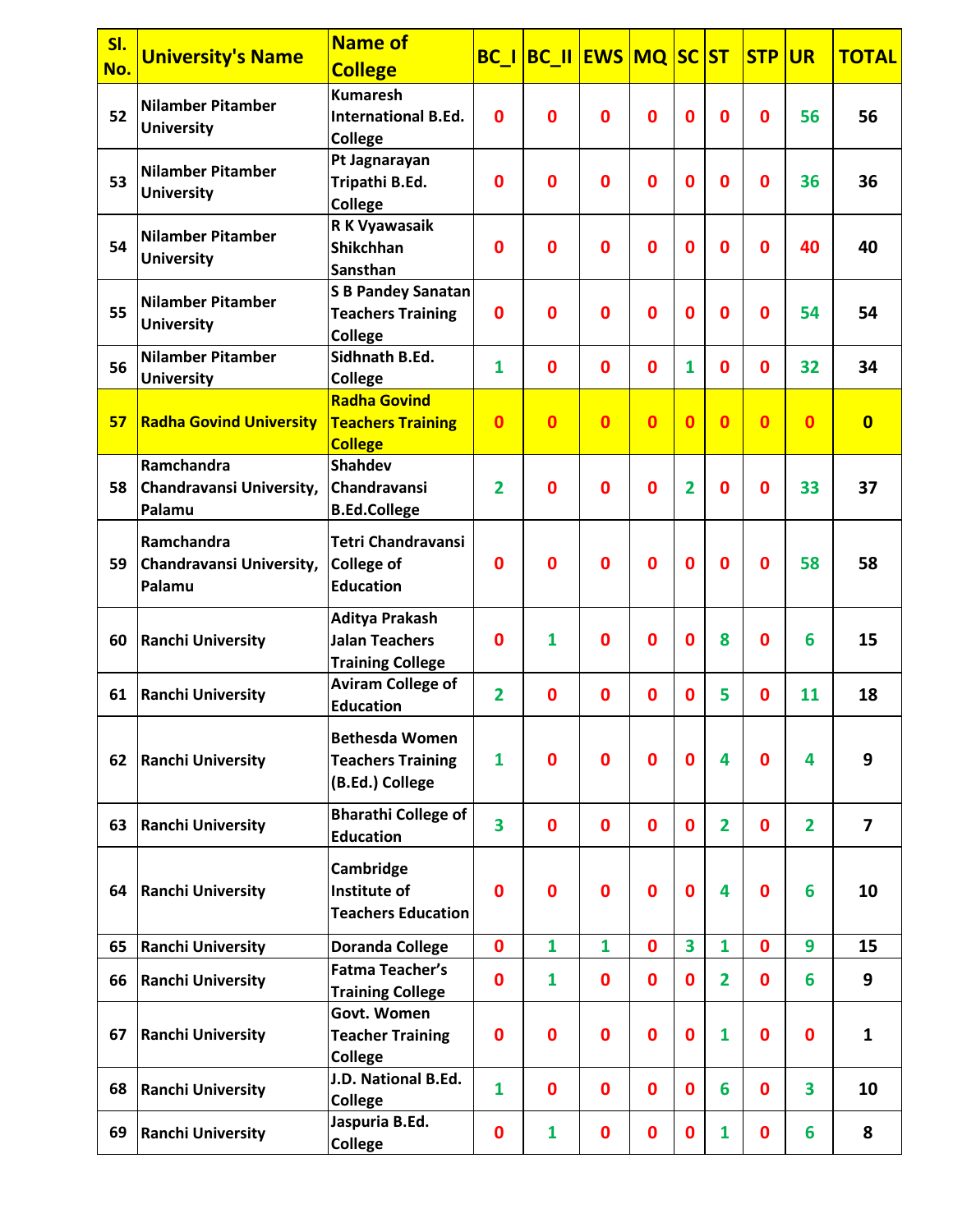| Sl. No. | University's Name | Name of College | BC_I | BC_II | EWS | MQ | SC | ST | STP | UR | TOTAL |
|---|---|---|---|---|---|---|---|---|---|---|---|
| 52 | Nilamber Pitamber University | Kumaresh International B.Ed. College | 0 | 0 | 0 | 0 | 0 | 0 | 0 | 56 | 56 |
| 53 | Nilamber Pitamber University | Pt Jagnarayan Tripathi B.Ed. College | 0 | 0 | 0 | 0 | 0 | 0 | 0 | 36 | 36 |
| 54 | Nilamber Pitamber University | R K Vyawasaik Shikchhan Sansthan | 0 | 0 | 0 | 0 | 0 | 0 | 0 | 40 | 40 |
| 55 | Nilamber Pitamber University | S B Pandey Sanatan Teachers Training College | 0 | 0 | 0 | 0 | 0 | 0 | 0 | 54 | 54 |
| 56 | Nilamber Pitamber University | Sidhnath B.Ed. College | 1 | 0 | 0 | 0 | 1 | 0 | 0 | 32 | 34 |
| 57 | Radha Govind University | Radha Govind Teachers Training College | 0 | 0 | 0 | 0 | 0 | 0 | 0 | 0 | 0 |
| 58 | Ramchandra Chandravansi University, Palamu | Shahdev Chandravansi B.Ed.College | 2 | 0 | 0 | 0 | 2 | 0 | 0 | 33 | 37 |
| 59 | Ramchandra Chandravansi University, Palamu | Tetri Chandravansi College of Education | 0 | 0 | 0 | 0 | 0 | 0 | 0 | 58 | 58 |
| 60 | Ranchi University | Aditya Prakash Jalan Teachers Training College | 0 | 1 | 0 | 0 | 0 | 8 | 0 | 6 | 15 |
| 61 | Ranchi University | Aviram College of Education | 2 | 0 | 0 | 0 | 0 | 5 | 0 | 11 | 18 |
| 62 | Ranchi University | Bethesda Women Teachers Training (B.Ed.) College | 1 | 0 | 0 | 0 | 0 | 4 | 0 | 4 | 9 |
| 63 | Ranchi University | Bharathi College of Education | 3 | 0 | 0 | 0 | 0 | 2 | 0 | 2 | 7 |
| 64 | Ranchi University | Cambridge Institute of Teachers Education | 0 | 0 | 0 | 0 | 0 | 4 | 0 | 6 | 10 |
| 65 | Ranchi University | Doranda College | 0 | 1 | 1 | 0 | 3 | 1 | 0 | 9 | 15 |
| 66 | Ranchi University | Fatma Teacher's Training College | 0 | 1 | 0 | 0 | 0 | 2 | 0 | 6 | 9 |
| 67 | Ranchi University | Govt. Women Teacher Training College | 0 | 0 | 0 | 0 | 0 | 1 | 0 | 0 | 1 |
| 68 | Ranchi University | J.D. National B.Ed. College | 1 | 0 | 0 | 0 | 0 | 6 | 0 | 3 | 10 |
| 69 | Ranchi University | Jaspuria B.Ed. College | 0 | 1 | 0 | 0 | 0 | 1 | 0 | 6 | 8 |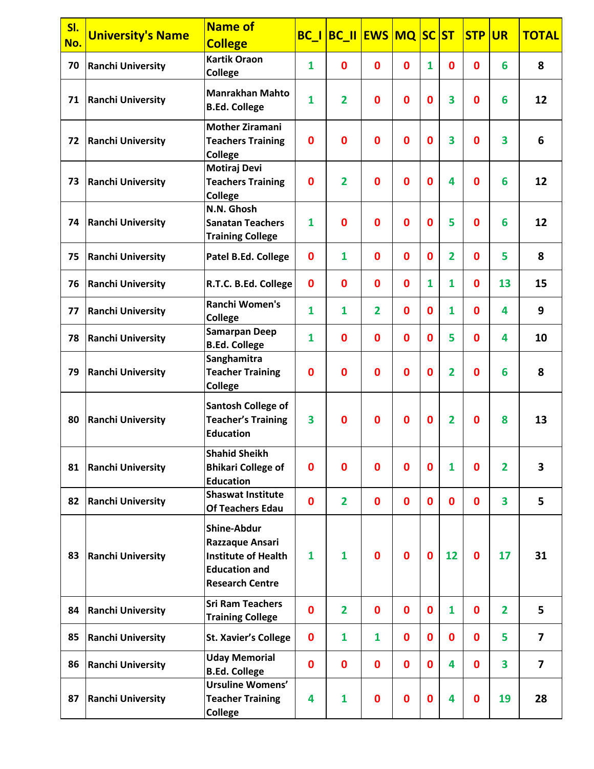| Sl. No. | University's Name | Name of College | BC_I | BC_II | EWS | MQ | SC | ST | STP | UR | TOTAL |
|---|---|---|---|---|---|---|---|---|---|---|---|
| 70 | Ranchi University | Kartik Oraon College | 1 | 0 | 0 | 0 | 1 | 0 | 0 | 6 | 8 |
| 71 | Ranchi University | Manrakhan Mahto B.Ed. College | 1 | 2 | 0 | 0 | 0 | 3 | 0 | 6 | 12 |
| 72 | Ranchi University | Mother Ziramani Teachers Training College | 0 | 0 | 0 | 0 | 0 | 3 | 0 | 3 | 6 |
| 73 | Ranchi University | Motiraj Devi Teachers Training College | 0 | 2 | 0 | 0 | 0 | 4 | 0 | 6 | 12 |
| 74 | Ranchi University | N.N. Ghosh Sanatan Teachers Training College | 1 | 0 | 0 | 0 | 0 | 5 | 0 | 6 | 12 |
| 75 | Ranchi University | Patel B.Ed. College | 0 | 1 | 0 | 0 | 0 | 2 | 0 | 5 | 8 |
| 76 | Ranchi University | R.T.C. B.Ed. College | 0 | 0 | 0 | 0 | 1 | 1 | 0 | 13 | 15 |
| 77 | Ranchi University | Ranchi Women's College | 1 | 1 | 2 | 0 | 0 | 1 | 0 | 4 | 9 |
| 78 | Ranchi University | Samarpan Deep B.Ed. College | 1 | 0 | 0 | 0 | 0 | 5 | 0 | 4 | 10 |
| 79 | Ranchi University | Sanghamitra Teacher Training College | 0 | 0 | 0 | 0 | 0 | 2 | 0 | 6 | 8 |
| 80 | Ranchi University | Santosh College of Teacher's Training Education | 3 | 0 | 0 | 0 | 0 | 2 | 0 | 8 | 13 |
| 81 | Ranchi University | Shahid Sheikh Bhikari College of Education | 0 | 0 | 0 | 0 | 0 | 1 | 0 | 2 | 3 |
| 82 | Ranchi University | Shaswat Institute Of Teachers Edau | 0 | 2 | 0 | 0 | 0 | 0 | 0 | 3 | 5 |
| 83 | Ranchi University | Shine-Abdur Razzaque Ansari Institute of Health Education and Research Centre | 1 | 1 | 0 | 0 | 0 | 12 | 0 | 17 | 31 |
| 84 | Ranchi University | Sri Ram Teachers Training College | 0 | 2 | 0 | 0 | 0 | 1 | 0 | 2 | 5 |
| 85 | Ranchi University | St. Xavier's College | 0 | 1 | 1 | 0 | 0 | 0 | 0 | 5 | 7 |
| 86 | Ranchi University | Uday Memorial B.Ed. College | 0 | 0 | 0 | 0 | 0 | 4 | 0 | 3 | 7 |
| 87 | Ranchi University | Ursuline Womens' Teacher Training College | 4 | 1 | 0 | 0 | 0 | 4 | 0 | 19 | 28 |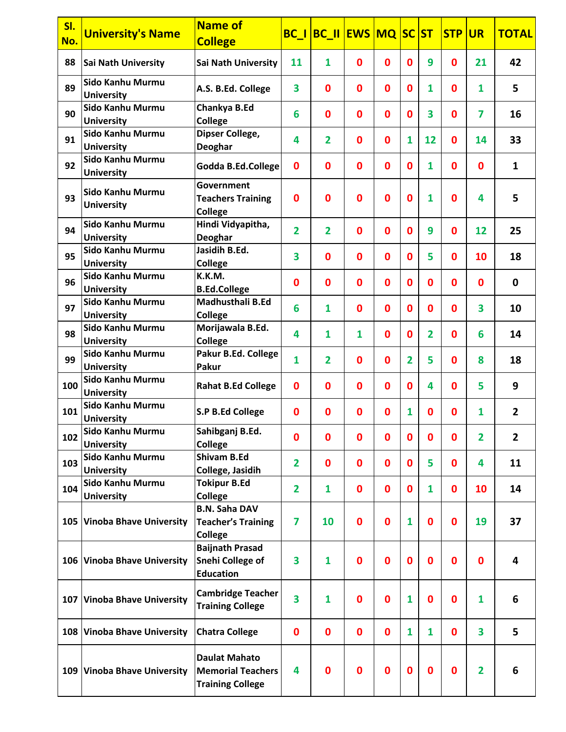| Sl. No. | University's Name | Name of College | BC_I | BC_II | EWS | MQ | SC | ST | STP | UR | TOTAL |
|---|---|---|---|---|---|---|---|---|---|---|---|
| 88 | Sai Nath University | Sai Nath University | 11 | 1 | 0 | 0 | 0 | 9 | 0 | 21 | 42 |
| 89 | Sido Kanhu Murmu University | A.S. B.Ed. College | 3 | 0 | 0 | 0 | 0 | 1 | 0 | 1 | 5 |
| 90 | Sido Kanhu Murmu University | Chankya B.Ed College | 6 | 0 | 0 | 0 | 0 | 3 | 0 | 7 | 16 |
| 91 | Sido Kanhu Murmu University | Dipser College, Deoghar | 4 | 2 | 0 | 0 | 1 | 12 | 0 | 14 | 33 |
| 92 | Sido Kanhu Murmu University | Godda B.Ed.College | 0 | 0 | 0 | 0 | 0 | 1 | 0 | 0 | 1 |
| 93 | Sido Kanhu Murmu University | Government Teachers Training College | 0 | 0 | 0 | 0 | 0 | 1 | 0 | 4 | 5 |
| 94 | Sido Kanhu Murmu University | Hindi Vidyapitha, Deoghar | 2 | 2 | 0 | 0 | 0 | 9 | 0 | 12 | 25 |
| 95 | Sido Kanhu Murmu University | Jasidih B.Ed. College | 3 | 0 | 0 | 0 | 0 | 5 | 0 | 10 | 18 |
| 96 | Sido Kanhu Murmu University | K.K.M. B.Ed.College | 0 | 0 | 0 | 0 | 0 | 0 | 0 | 0 | 0 |
| 97 | Sido Kanhu Murmu University | Madhusthali B.Ed College | 6 | 1 | 0 | 0 | 0 | 0 | 0 | 3 | 10 |
| 98 | Sido Kanhu Murmu University | Morijawala B.Ed. College | 4 | 1 | 1 | 0 | 0 | 2 | 0 | 6 | 14 |
| 99 | Sido Kanhu Murmu University | Pakur B.Ed. College Pakur | 1 | 2 | 0 | 0 | 2 | 5 | 0 | 8 | 18 |
| 100 | Sido Kanhu Murmu University | Rahat B.Ed College | 0 | 0 | 0 | 0 | 0 | 4 | 0 | 5 | 9 |
| 101 | Sido Kanhu Murmu University | S.P B.Ed College | 0 | 0 | 0 | 0 | 1 | 0 | 0 | 1 | 2 |
| 102 | Sido Kanhu Murmu University | Sahibganj B.Ed. College | 0 | 0 | 0 | 0 | 0 | 0 | 0 | 2 | 2 |
| 103 | Sido Kanhu Murmu University | Shivam B.Ed College, Jasidih | 2 | 0 | 0 | 0 | 0 | 5 | 0 | 4 | 11 |
| 104 | Sido Kanhu Murmu University | Tokipur B.Ed College | 2 | 1 | 0 | 0 | 0 | 1 | 0 | 10 | 14 |
| 105 | Vinoba Bhave University | B.N. Saha DAV Teacher's Training College | 7 | 10 | 0 | 0 | 1 | 0 | 0 | 19 | 37 |
| 106 | Vinoba Bhave University | Baijnath Prasad Snehi College of Education | 3 | 1 | 0 | 0 | 0 | 0 | 0 | 0 | 4 |
| 107 | Vinoba Bhave University | Cambridge Teacher Training College | 3 | 1 | 0 | 0 | 1 | 0 | 0 | 1 | 6 |
| 108 | Vinoba Bhave University | Chatra College | 0 | 0 | 0 | 0 | 1 | 1 | 0 | 3 | 5 |
| 109 | Vinoba Bhave University | Daulat Mahato Memorial Teachers Training College | 4 | 0 | 0 | 0 | 0 | 0 | 0 | 2 | 6 |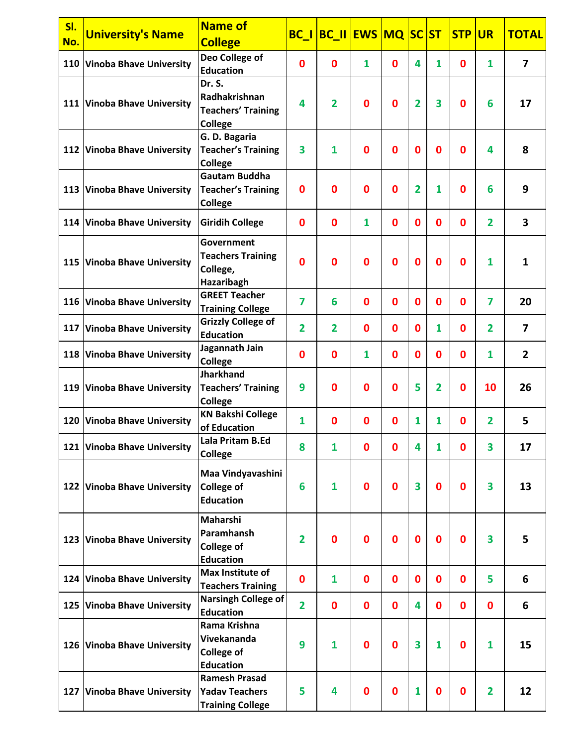| Sl. No. | University's Name | Name of College | BC_I | BC_II | EWS | MQ | SC | ST | STP | UR | TOTAL |
|---|---|---|---|---|---|---|---|---|---|---|---|
| 110 | Vinoba Bhave University | Deo College of Education | 0 | 0 | 1 | 0 | 4 | 1 | 0 | 1 | 7 |
| 111 | Vinoba Bhave University | Dr. S. Radhakrishnan Teachers' Training College | 4 | 2 | 0 | 0 | 2 | 3 | 0 | 6 | 17 |
| 112 | Vinoba Bhave University | G. D. Bagaria Teacher's Training College | 3 | 1 | 0 | 0 | 0 | 0 | 0 | 4 | 8 |
| 113 | Vinoba Bhave University | Gautam Buddha Teacher's Training College | 0 | 0 | 0 | 0 | 2 | 1 | 0 | 6 | 9 |
| 114 | Vinoba Bhave University | Giridih College | 0 | 0 | 1 | 0 | 0 | 0 | 0 | 2 | 3 |
| 115 | Vinoba Bhave University | Government Teachers Training College, Hazaribagh | 0 | 0 | 0 | 0 | 0 | 0 | 0 | 1 | 1 |
| 116 | Vinoba Bhave University | GREET Teacher Training College | 7 | 6 | 0 | 0 | 0 | 0 | 0 | 7 | 20 |
| 117 | Vinoba Bhave University | Grizzly College of Education | 2 | 2 | 0 | 0 | 0 | 1 | 0 | 2 | 7 |
| 118 | Vinoba Bhave University | Jagannath Jain College | 0 | 0 | 1 | 0 | 0 | 0 | 0 | 1 | 2 |
| 119 | Vinoba Bhave University | Jharkhand Teachers' Training College | 9 | 0 | 0 | 0 | 5 | 2 | 0 | 10 | 26 |
| 120 | Vinoba Bhave University | KN Bakshi College of Education | 1 | 0 | 0 | 0 | 1 | 1 | 0 | 2 | 5 |
| 121 | Vinoba Bhave University | Lala Pritam B.Ed College | 8 | 1 | 0 | 0 | 4 | 1 | 0 | 3 | 17 |
| 122 | Vinoba Bhave University | Maa Vindyavashini College of Education | 6 | 1 | 0 | 0 | 3 | 0 | 0 | 3 | 13 |
| 123 | Vinoba Bhave University | Maharshi Paramhansh College of Education | 2 | 0 | 0 | 0 | 0 | 0 | 0 | 3 | 5 |
| 124 | Vinoba Bhave University | Max Institute of Teachers Training | 0 | 1 | 0 | 0 | 0 | 0 | 0 | 5 | 6 |
| 125 | Vinoba Bhave University | Narsingh College of Education | 2 | 0 | 0 | 0 | 4 | 0 | 0 | 0 | 6 |
| 126 | Vinoba Bhave University | Rama Krishna Vivekananda College of Education | 9 | 1 | 0 | 0 | 3 | 1 | 0 | 1 | 15 |
| 127 | Vinoba Bhave University | Ramesh Prasad Yadav Teachers Training College | 5 | 4 | 0 | 0 | 1 | 0 | 0 | 2 | 12 |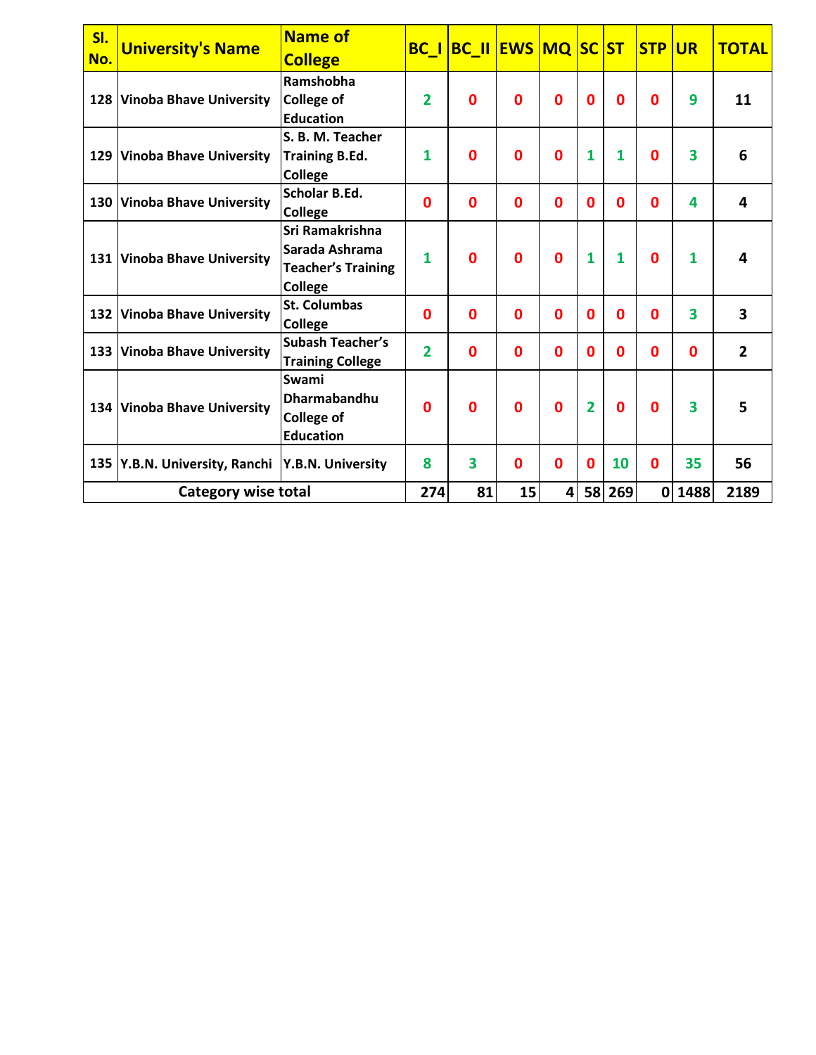| Sl. No. | University's Name | Name of College | BC_I | BC_II | EWS | MQ | SC | ST | STP | UR | TOTAL |
|---|---|---|---|---|---|---|---|---|---|---|---|
| 128 | Vinoba Bhave University | Ramshobha College of Education | 2 | 0 | 0 | 0 | 0 | 0 | 0 | 9 | 11 |
| 129 | Vinoba Bhave University | S. B. M. Teacher Training B.Ed. College | 1 | 0 | 0 | 0 | 1 | 1 | 0 | 3 | 6 |
| 130 | Vinoba Bhave University | Scholar B.Ed. College | 0 | 0 | 0 | 0 | 0 | 0 | 0 | 4 | 4 |
| 131 | Vinoba Bhave University | Sri Ramakrishna Sarada Ashrama Teacher's Training College | 1 | 0 | 0 | 0 | 1 | 1 | 0 | 1 | 4 |
| 132 | Vinoba Bhave University | St. Columbas College | 0 | 0 | 0 | 0 | 0 | 0 | 0 | 3 | 3 |
| 133 | Vinoba Bhave University | Subash Teacher's Training College | 2 | 0 | 0 | 0 | 0 | 0 | 0 | 0 | 2 |
| 134 | Vinoba Bhave University | Swami Dharmabandhu College of Education | 0 | 0 | 0 | 0 | 2 | 0 | 0 | 3 | 5 |
| 135 | Y.B.N. University, Ranchi | Y.B.N. University | 8 | 3 | 0 | 0 | 0 | 10 | 0 | 35 | 56 |
| Category wise total | | | 274 | 81 | 15 | 4 | 58 | 269 | 0 | 1488 | 2189 |